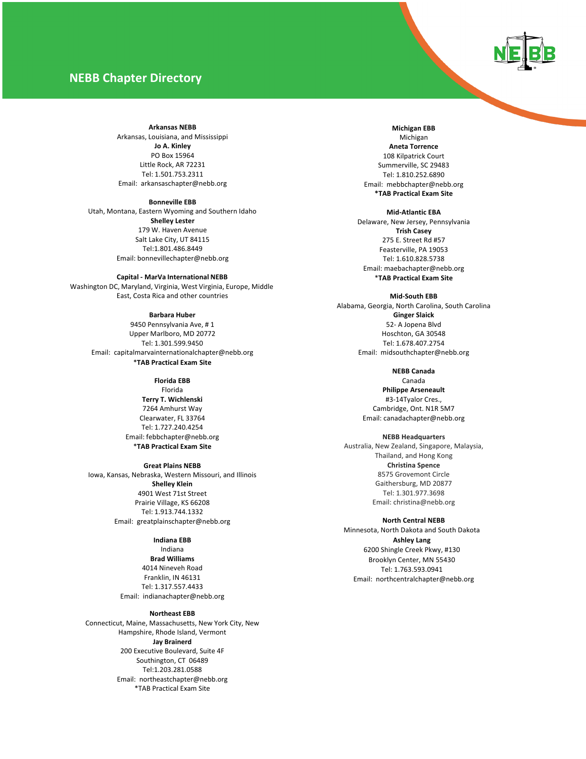# NEBB Chapter Directory

**Arkansas NEBB**
Arkansas, Louisiana, and Mississippi
**Jo A. Kinley**
PO Box 15964
Little Rock, AR 72231
Tel: 1.501.753.2311
Email: arkansaschapter@nebb.org

**Bonneville EBB**
Utah, Montana, Eastern Wyoming and Southern Idaho
**Shelley Lester**
179 W. Haven Avenue
Salt Lake City, UT 84115
Tel:1.801.486.8449
Email: bonnevillechapter@nebb.org

**Capital - MarVa International NEBB**
Washington DC, Maryland, Virginia, West Virginia, Europe, Middle East, Costa Rica and other countries

**Barbara Huber**
9450 Pennsylvania Ave, # 1
Upper Marlboro, MD 20772
Tel: 1.301.599.9450
Email: capitalmarvainternationalchapter@nebb.org
***TAB Practical Exam Site**

**Florida EBB**
Florida
**Terry T. Wichlenski**
7264 Amhurst Way
Clearwater, FL 33764
Tel: 1.727.240.4254
Email: febbchapter@nebb.org
***TAB Practical Exam Site**

**Great Plains NEBB**
Iowa, Kansas, Nebraska, Western Missouri, and Illinois
**Shelley Klein**
4901 West 71st Street
Prairie Village, KS 66208
Tel: 1.913.744.1332
Email: greatplainschapter@nebb.org

**Indiana EBB**
Indiana
**Brad Williams**
4014 Nineveh Road
Franklin, IN 46131
Tel: 1.317.557.4433
Email: indianachapter@nebb.org

**Northeast EBB**
Connecticut, Maine, Massachusetts, New York City, New Hampshire, Rhode Island, Vermont
**Jay Brainerd**
200 Executive Boulevard, Suite 4F
Southington, CT 06489
Tel:1.203.281.0588
Email: northeastchapter@nebb.org
*TAB Practical Exam Site

**Michigan EBB**
Michigan
**Aneta Torrence**
108 Kilpatrick Court
Summerville, SC 29483
Tel: 1.810.252.6890
Email: mebbchapter@nebb.org
***TAB Practical Exam Site**

**Mid-Atlantic EBA**
Delaware, New Jersey, Pennsylvania
**Trish Casey**
275 E. Street Rd #57
Feasterville, PA 19053
Tel: 1.610.828.5738
Email: maebachapter@nebb.org
***TAB Practical Exam Site**

**Mid-South EBB**
Alabama, Georgia, North Carolina, South Carolina
**Ginger Slaick**
52- A Jopena Blvd
Hoschton, GA 30548
Tel: 1.678.407.2754
Email: midsouthchapter@nebb.org

**NEBB Canada**
Canada
**Philippe Arseneault**
#3-14Tyalor Cres.,
Cambridge, Ont. N1R 5M7
Email: canadachapter@nebb.org

**NEBB Headquarters**
Australia, New Zealand, Singapore, Malaysia, Thailand, and Hong Kong
**Christina Spence**
8575 Grovemont Circle
Gaithersburg, MD 20877
Tel: 1.301.977.3698
Email: christina@nebb.org

**North Central NEBB**
Minnesota, North Dakota and South Dakota
**Ashley Lang**
6200 Shingle Creek Pkwy, #130
Brooklyn Center, MN 55430
Tel: 1.763.593.0941
Email: northcentralchapter@nebb.org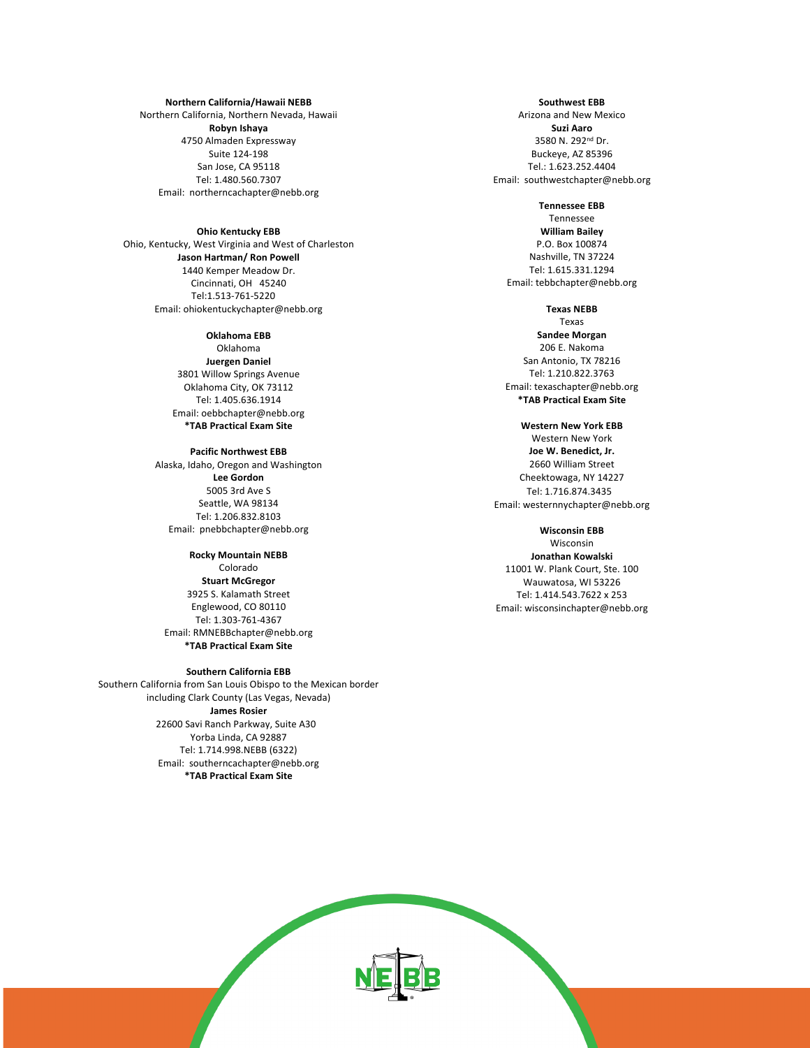**Northern California/Hawaii NEBB**
Northern California, Northern Nevada, Hawaii
**Robyn Ishaya**
4750 Almaden Expressway
Suite 124-198
San Jose, CA 95118
Tel: 1.480.560.7307
Email: northerncachapter@nebb.org

**Ohio Kentucky EBB**
Ohio, Kentucky, West Virginia and West of Charleston
**Jason Hartman/ Ron Powell**
1440 Kemper Meadow Dr.
Cincinnati, OH 45240
Tel:1.513-761-5220
Email: ohiokentuckychapter@nebb.org

**Oklahoma EBB**
Oklahoma
**Juergen Daniel**
3801 Willow Springs Avenue
Oklahoma City, OK 73112
Tel: 1.405.636.1914
Email: oebbchapter@nebb.org
**\*TAB Practical Exam Site**

**Pacific Northwest EBB**
Alaska, Idaho, Oregon and Washington
**Lee Gordon**
5005 3rd Ave S
Seattle, WA 98134
Tel: 1.206.832.8103
Email: pnebbchapter@nebb.org

**Rocky Mountain NEBB**
Colorado
**Stuart McGregor**
3925 S. Kalamath Street
Englewood, CO 80110
Tel: 1.303-761-4367
Email: RMNEBBchapter@nebb.org
**\*TAB Practical Exam Site**

**Southern California EBB**
Southern California from San Louis Obispo to the Mexican border including Clark County (Las Vegas, Nevada)
**James Rosier**
22600 Savi Ranch Parkway, Suite A30
Yorba Linda, CA 92887
Tel: 1.714.998.NEBB (6322)
Email: southerncachapter@nebb.org
**\*TAB Practical Exam Site**

**Southwest EBB**
Arizona and New Mexico
**Suzi Aaro**
3580 N. 292nd Dr.
Buckeye, AZ 85396
Tel.: 1.623.252.4404
Email: southwestchapter@nebb.org

**Tennessee EBB**
Tennessee
**William Bailey**
P.O. Box 100874
Nashville, TN 37224
Tel: 1.615.331.1294
Email: tebbchapter@nebb.org

**Texas NEBB**
Texas
**Sandee Morgan**
206 E. Nakoma
San Antonio, TX 78216
Tel: 1.210.822.3763
Email: texaschapter@nebb.org
**\*TAB Practical Exam Site**

**Western New York EBB**
Western New York
**Joe W. Benedict, Jr.**
2660 William Street
Cheektowaga, NY 14227
Tel: 1.716.874.3435
Email: westernnychapter@nebb.org

**Wisconsin EBB**
Wisconsin
**Jonathan Kowalski**
11001 W. Plank Court, Ste. 100
Wauwatosa, WI 53226
Tel: 1.414.543.7622 x 253
Email: wisconsinchapter@nebb.org